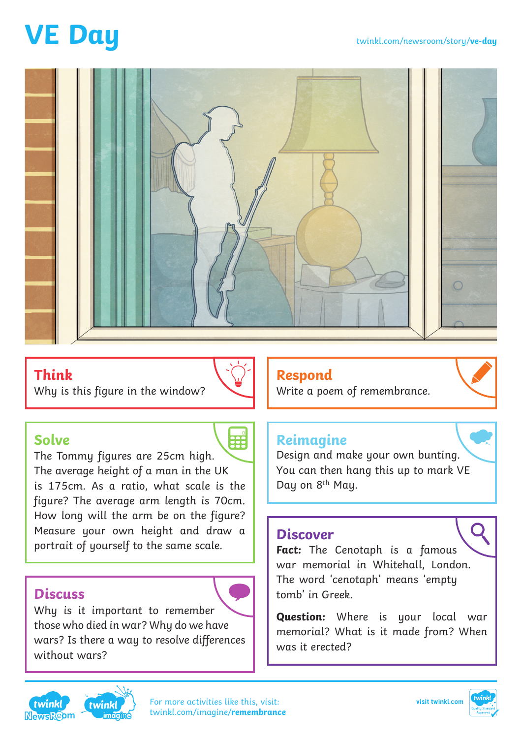# VE Day

twinkl.com/newsroom/story/**ve-day**

## Think

Why is this figure in the window?

## Respond

Write a poem of remembrance.

## Solve

The Tommy figures are 25cm high. The average height of a man in the UK is 175cm. As a ratio, what scale is the figure? The average arm length is 70cm. How long will the arm be on the figure? Measure your own height and draw a portrait of yourself to the same scale.

## Reimagine

Design and make your own bunting. You can then hang this up to mark VE Day on 8th May.

## Discuss

Why is it important to remember those who died in war? Why do we have wars? Is there a way to resolve differences without wars?

## Discover

**Fact:** The Cenotaph is a famous war memorial in Whitehall, London. The word 'cenotaph' means 'empty tomb' in Greek.

**Question:** Where is your local war memorial? What is it made from? When was it erected?

For more activities like this, visit: twinkl.com/imagine/**remembrance**

visit twinkl.com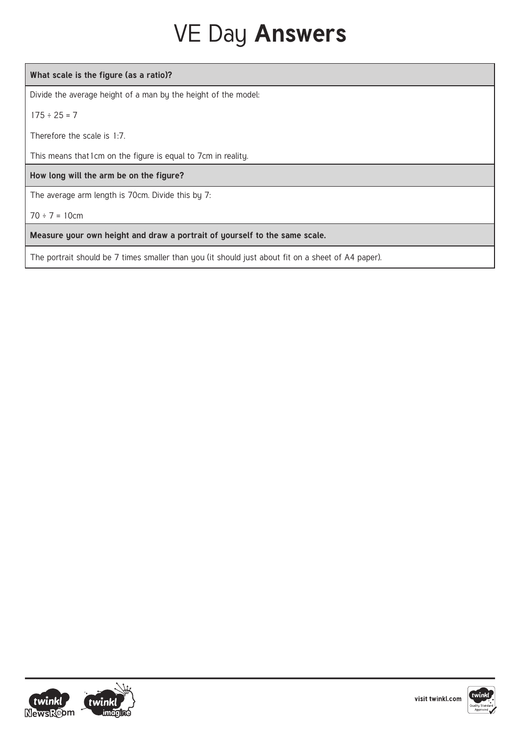# VE Day **Answers**

| **What scale is the figure (as a ratio)?** |
| --- |
| Divide the average height of a man by the height of the model: |
| $175 \div 25 = 7$ |
| Therefore the scale is 1:7. |
| This means that1cm on the figure is equal to 7cm in reality. |
| **How long will the arm be on the figure?** |
| The average arm length is 70cm. Divide this by 7: |
| $70 \div 7 = 10$cm |
| **Measure your own height and draw a portrait of yourself to the same scale.** |
| The portrait should be 7 times smaller than you (it should just about fit on a sheet of A4 paper). |